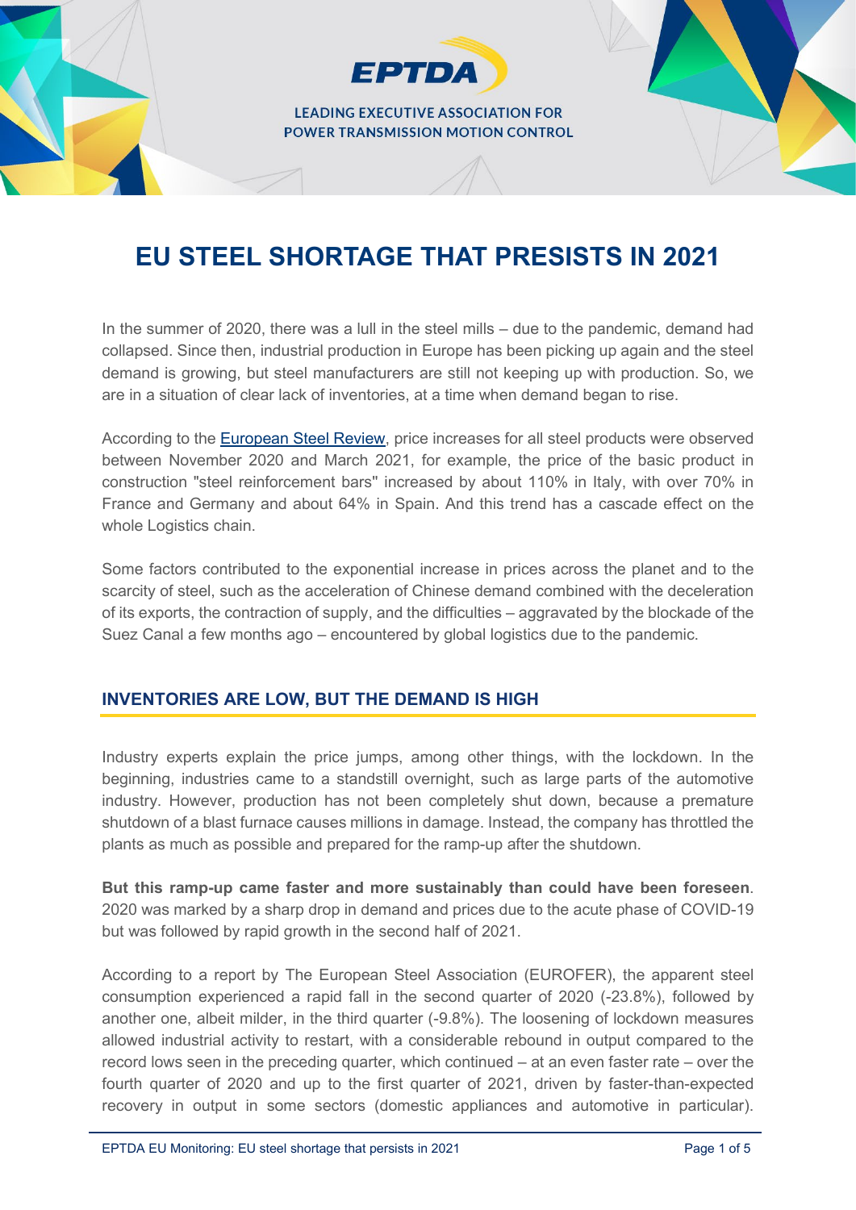EPTDA

LEADING EXECUTIVE ASSOCIATION FOR POWER TRANSMISSION MOTION CONTROL

# EU STEEL SHORTAGE THAT PRESISTS IN 2021

In the summer of 2020, there was a lull in the steel mills – due to the pandemic, demand had collapsed. Since then, industrial production in Europe has been picking up again and the steel demand is growing, but steel manufacturers are still not keeping up with production. So, we are in a situation of clear lack of inventories, at a time when demand began to rise.

According to the European Steel Review, price increases for all steel products were observed between November 2020 and March 2021, for example, the price of the basic product in construction "steel reinforcement bars" increased by about 110% in Italy, with over 70% in France and Germany and about 64% in Spain. And this trend has a cascade effect on the whole Logistics chain.

Some factors contributed to the exponential increase in prices across the planet and to the scarcity of steel, such as the acceleration of Chinese demand combined with the deceleration of its exports, the contraction of supply, and the difficulties – aggravated by the blockade of the Suez Canal a few months ago – encountered by global logistics due to the pandemic.

## INVENTORIES ARE LOW, BUT THE DEMAND IS HIGH

Industry experts explain the price jumps, among other things, with the lockdown. In the beginning, industries came to a standstill overnight, such as large parts of the automotive industry. However, production has not been completely shut down, because a premature shutdown of a blast furnace causes millions in damage. Instead, the company has throttled the plants as much as possible and prepared for the ramp-up after the shutdown.

**But this ramp-up came faster and more sustainably than could have been foreseen**. 2020 was marked by a sharp drop in demand and prices due to the acute phase of COVID-19 but was followed by rapid growth in the second half of 2021.

According to a report by The European Steel Association (EUROFER), the apparent steel consumption experienced a rapid fall in the second quarter of 2020 (-23.8%), followed by another one, albeit milder, in the third quarter (-9.8%). The loosening of lockdown measures allowed industrial activity to restart, with a considerable rebound in output compared to the record lows seen in the preceding quarter, which continued – at an even faster rate – over the fourth quarter of 2020 and up to the first quarter of 2021, driven by faster-than-expected recovery in output in some sectors (domestic appliances and automotive in particular).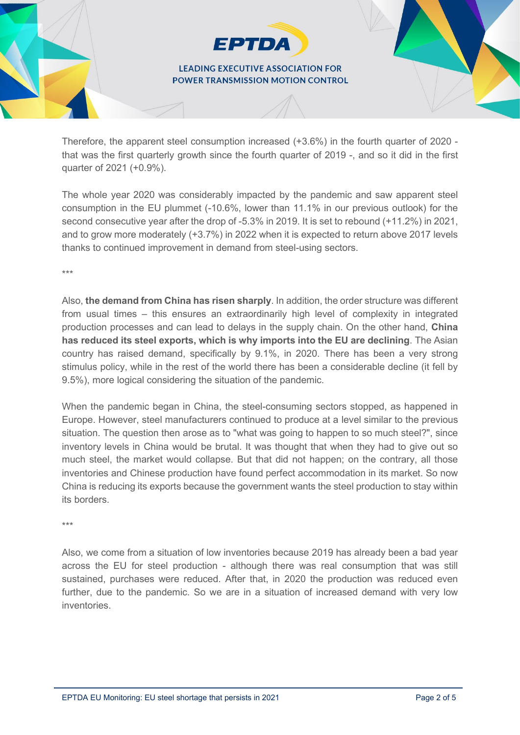Therefore, the apparent steel consumption increased (+3.6%) in the fourth quarter of 2020 - that was the first quarterly growth since the fourth quarter of 2019 -, and so it did in the first quarter of 2021 (+0.9%).

The whole year 2020 was considerably impacted by the pandemic and saw apparent steel consumption in the EU plummet (-10.6%, lower than 11.1% in our previous outlook) for the second consecutive year after the drop of -5.3% in 2019. It is set to rebound (+11.2%) in 2021, and to grow more moderately (+3.7%) in 2022 when it is expected to return above 2017 levels thanks to continued improvement in demand from steel-using sectors.

***

Also, **the demand from China has risen sharply**. In addition, the order structure was different from usual times – this ensures an extraordinarily high level of complexity in integrated production processes and can lead to delays in the supply chain. On the other hand, **China has reduced its steel exports, which is why imports into the EU are declining**. The Asian country has raised demand, specifically by 9.1%, in 2020. There has been a very strong stimulus policy, while in the rest of the world there has been a considerable decline (it fell by 9.5%), more logical considering the situation of the pandemic.

When the pandemic began in China, the steel-consuming sectors stopped, as happened in Europe. However, steel manufacturers continued to produce at a level similar to the previous situation. The question then arose as to "what was going to happen to so much steel?", since inventory levels in China would be brutal. It was thought that when they had to give out so much steel, the market would collapse. But that did not happen; on the contrary, all those inventories and Chinese production have found perfect accommodation in its market. So now China is reducing its exports because the government wants the steel production to stay within its borders.

***

Also, we come from a situation of low inventories because 2019 has already been a bad year across the EU for steel production - although there was real consumption that was still sustained, purchases were reduced. After that, in 2020 the production was reduced even further, due to the pandemic. So we are in a situation of increased demand with very low inventories.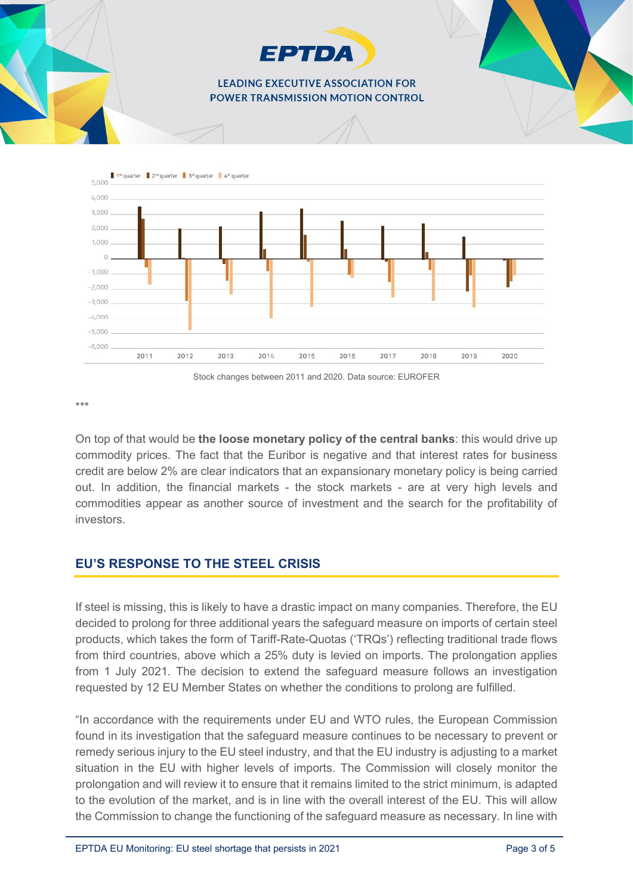Stock changes between 2011 and 2020. Data source: EUROFER

***

On top of that would be **the loose monetary policy of the central banks**: this would drive up commodity prices. The fact that the Euribor is negative and that interest rates for business credit are below 2% are clear indicators that an expansionary monetary policy is being carried out. In addition, the financial markets - the stock markets - are at very high levels and commodities appear as another source of investment and the search for the profitability of investors.

## EU'S RESPONSE TO THE STEEL CRISIS

If steel is missing, this is likely to have a drastic impact on many companies. Therefore, the EU decided to prolong for three additional years the safeguard measure on imports of certain steel products, which takes the form of Tariff-Rate-Quotas ('TRQs') reflecting traditional trade flows from third countries, above which a 25% duty is levied on imports. The prolongation applies from 1 July 2021. The decision to extend the safeguard measure follows an investigation requested by 12 EU Member States on whether the conditions to prolong are fulfilled.

"In accordance with the requirements under EU and WTO rules, the European Commission found in its investigation that the safeguard measure continues to be necessary to prevent or remedy serious injury to the EU steel industry, and that the EU industry is adjusting to a market situation in the EU with higher levels of imports. The Commission will closely monitor the prolongation and will review it to ensure that it remains limited to the strict minimum, is adapted to the evolution of the market, and is in line with the overall interest of the EU. This will allow the Commission to change the functioning of the safeguard measure as necessary. In line with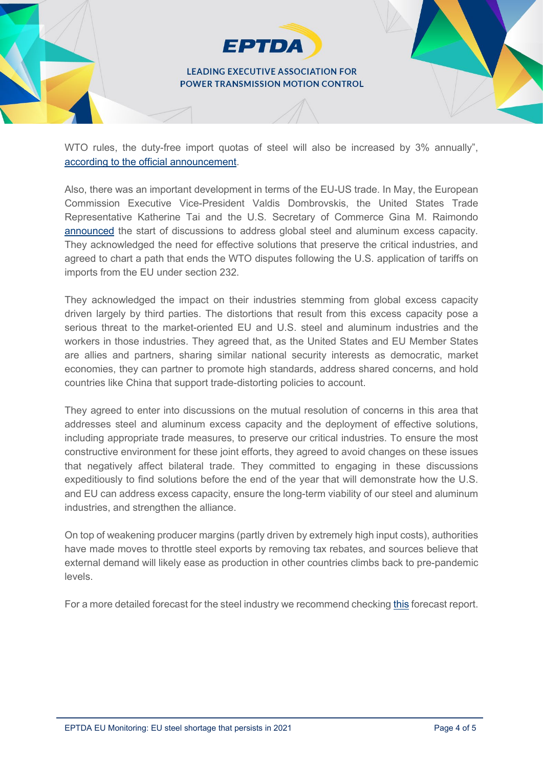WTO rules, the duty-free import quotas of steel will also be increased by 3% annually", according to the official announcement.

Also, there was an important development in terms of the EU-US trade. In May, the European Commission Executive Vice-President Valdis Dombrovskis, the United States Trade Representative Katherine Tai and the U.S. Secretary of Commerce Gina M. Raimondo announced the start of discussions to address global steel and aluminum excess capacity. They acknowledged the need for effective solutions that preserve the critical industries, and agreed to chart a path that ends the WTO disputes following the U.S. application of tariffs on imports from the EU under section 232.

They acknowledged the impact on their industries stemming from global excess capacity driven largely by third parties. The distortions that result from this excess capacity pose a serious threat to the market-oriented EU and U.S. steel and aluminum industries and the workers in those industries. They agreed that, as the United States and EU Member States are allies and partners, sharing similar national security interests as democratic, market economies, they can partner to promote high standards, address shared concerns, and hold countries like China that support trade-distorting policies to account.

They agreed to enter into discussions on the mutual resolution of concerns in this area that addresses steel and aluminum excess capacity and the deployment of effective solutions, including appropriate trade measures, to preserve our critical industries. To ensure the most constructive environment for these joint efforts, they agreed to avoid changes on these issues that negatively affect bilateral trade. They committed to engaging in these discussions expeditiously to find solutions before the end of the year that will demonstrate how the U.S. and EU can address excess capacity, ensure the long-term viability of our steel and aluminum industries, and strengthen the alliance.

On top of weakening producer margins (partly driven by extremely high input costs), authorities have made moves to throttle steel exports by removing tax rebates, and sources believe that external demand will likely ease as production in other countries climbs back to pre-pandemic levels.

For a more detailed forecast for the steel industry we recommend checking this forecast report.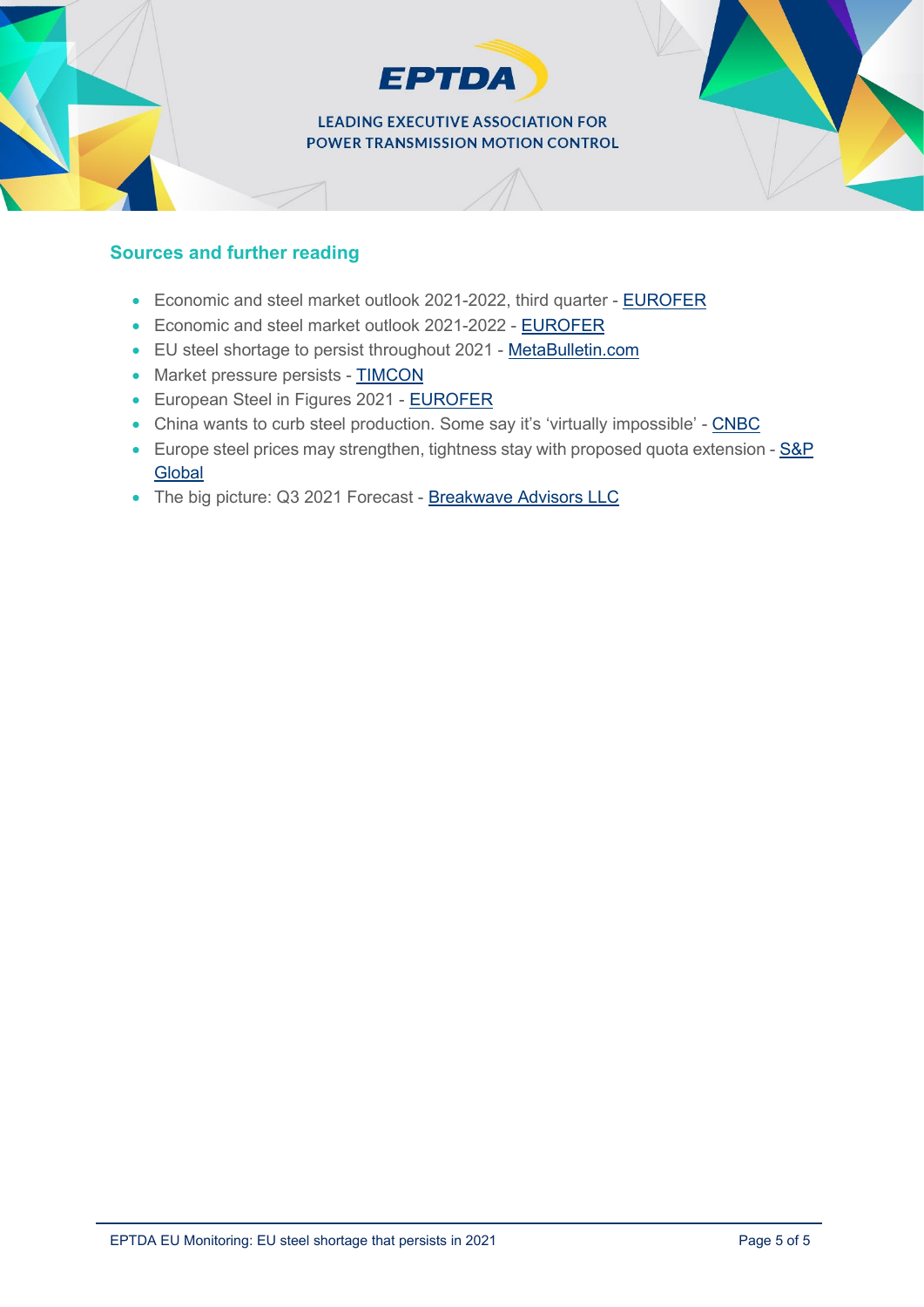## Sources and further reading

- Economic and steel market outlook 2021-2022, third quarter - EUROFER
- Economic and steel market outlook 2021-2022 - EUROFER
- EU steel shortage to persist throughout 2021 - MetaBulletin.com
- Market pressure persists - TIMCON
- European Steel in Figures 2021 - EUROFER
- China wants to curb steel production. Some say it's 'virtually impossible' - CNBC
- Europe steel prices may strengthen, tightness stay with proposed quota extension - S&P Global
- The big picture: Q3 2021 Forecast - Breakwave Advisors LLC